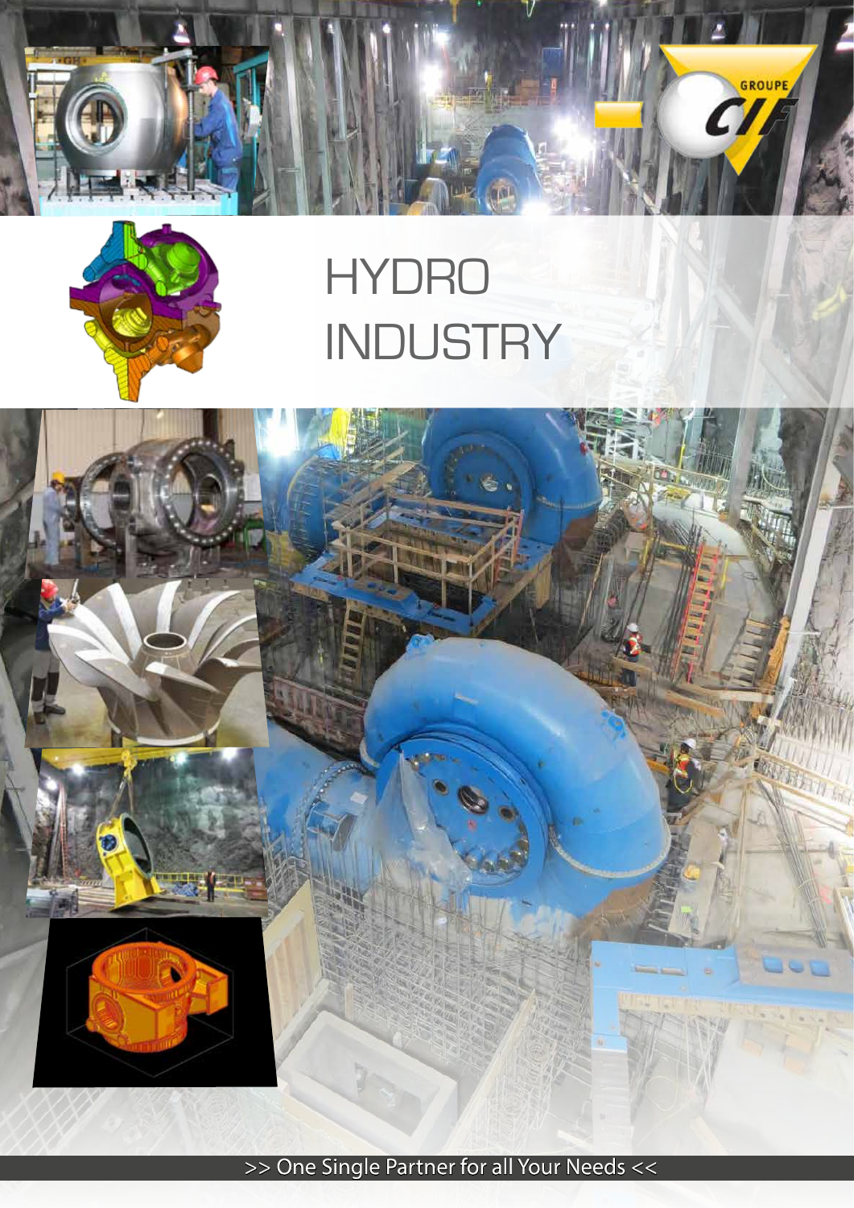# HYDRO INDUSTRY

>> One Single Partner for all Your Needs <<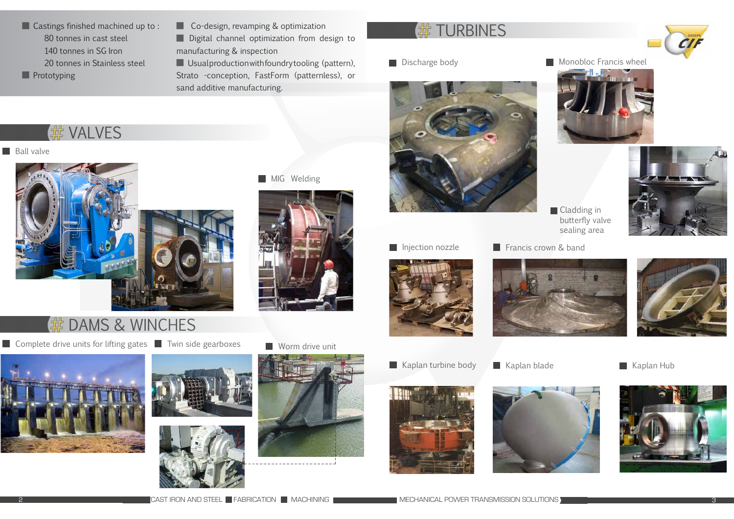- Castings finished machined up to :
  - 80 tonnes in cast steel
  - 140 tonnes in SG Iron
  - 20 tonnes in Stainless steel
- Prototyping

- Co-design, revamping & optimization
- Digital channel optimization from design to manufacturing & inspection
- Usual production with foundry tooling (pattern), Strato -conception, FastForm (patternless), or sand additive manufacturing.

# # VALVES

- Ball valve
- MIG Welding

# # DAMS & WINCHES

- Complete drive units for lifting gates
- Twin side gearboxes
- Worm drive unit

# # TURBINES

- Discharge body
- Monobloc Francis wheel
- Cladding in butterfly valve sealing area
- Injection nozzle
- Francis crown & band
- Kaplan turbine body
- Kaplan blade
- Kaplan Hub

CAST IRON AND STEEL | FABRICATION | MACHINING | MECHANICAL POWER TRANSMISSION SOLUTIONS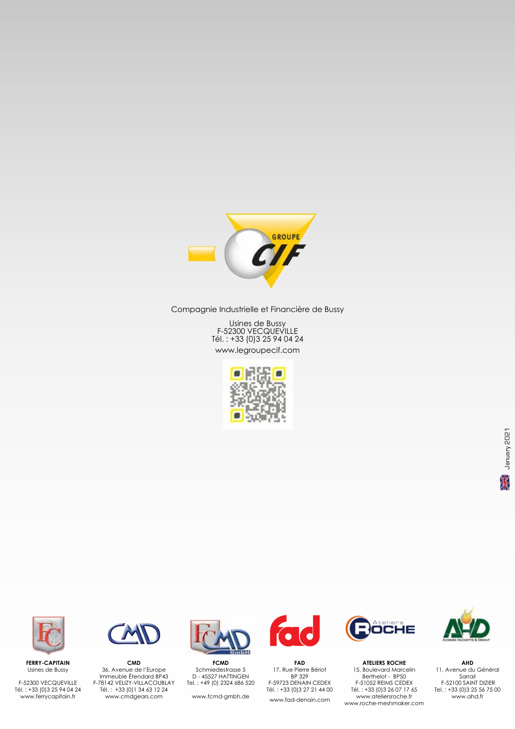GROUPE CIF

Compagnie Industrielle et Financière de Bussy

Usines de Bussy
F-52300 VECQUEVILLE
Tél. : +33 (0)3 25 94 04 24

www.legroupecif.com

January 2021

**FERRY-CAPITAIN**
Usines de Bussy

F-52300 VECQUEVILLE
Tél. : +33 (0)3 25 94 04 24
www.ferrycapitain.fr

**CMD**
36, Avenue de l'Europe
Immeuble Étendard BP43
F-78142 VELIZY-VILLACOUBLAY
Tél. : +33 (0)1 34 63 12 24
www.cmdgears.com

**FCMD**
Schmiedestrasse 5
D - 45527 HATTINGEN
Tel. : +49 (0) 2324 686 520

www.fcmd-gmbh.de

**FAD**
17, Rue Pierre Bériot
BP 329
F-59723 DENAIN CEDEX
Tél. : +33 (0)3 27 21 44 00
www.fad-denain.com

**ATELIERS ROCHE**
15, Boulevard Marcelin Berthelot - BP50
F-51052 REIMS CEDEX
Tél. : +33 (0)3 26 07 17 65
www.ateliersroche.fr
www.roche-meshmaker.com

**AHD**
11, Avenue du Général Sarrail
F-52100 SAINT DIZIER
Tel. : +33 (0)3 25 56 75 00
www.ahd.fr